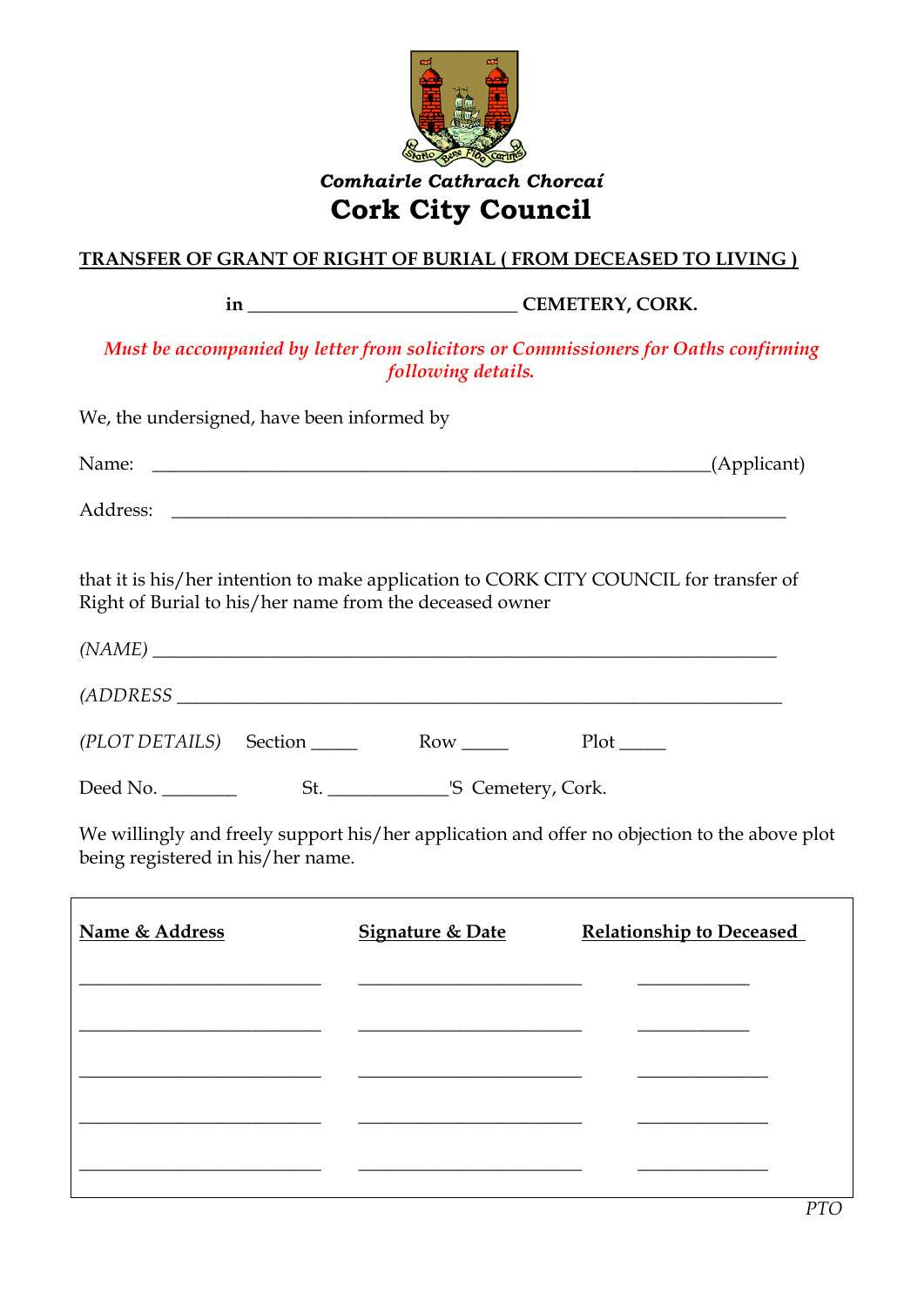Comhairle Cathrach Chorcaí

# Cork City Council

**TRANSFER OF GRANT OF RIGHT OF BURIAL ( FROM DECEASED TO LIVING )**

**in \_\_\_\_\_\_\_\_\_\_\_\_\_\_\_\_\_\_\_\_\_\_\_\_\_\_\_\_ CEMETERY, CORK.**

*Must be accompanied by letter from solicitors or Commissioners for Oaths confirming following details.*

We, the undersigned, have been informed by

Name: \_\_\_\_\_\_\_\_\_\_\_\_\_\_\_\_\_\_\_\_\_\_\_\_\_\_\_\_\_\_\_\_\_\_\_\_\_\_\_\_\_\_\_\_\_\_\_\_\_\_\_\_\_\_\_\_(Applicant)

Address: \_\_\_\_\_\_\_\_\_\_\_\_\_\_\_\_\_\_\_\_\_\_\_\_\_\_\_\_\_\_\_\_\_\_\_\_\_\_\_\_\_\_\_\_\_\_\_\_\_\_\_\_\_\_\_\_\_\_\_\_

that it is his/her intention to make application to CORK CITY COUNCIL for transfer of Right of Burial to his/her name from the deceased owner

*(NAME)* \_\_\_\_\_\_\_\_\_\_\_\_\_\_\_\_\_\_\_\_\_\_\_\_\_\_\_\_\_\_\_\_\_\_\_\_\_\_\_\_\_\_\_\_\_\_\_\_\_\_\_\_\_\_\_\_\_\_\_\_

*(ADDRESS* \_\_\_\_\_\_\_\_\_\_\_\_\_\_\_\_\_\_\_\_\_\_\_\_\_\_\_\_\_\_\_\_\_\_\_\_\_\_\_\_\_\_\_\_\_\_\_\_\_\_\_\_\_\_\_\_\_\_\_

*(PLOT DETAILS)* Section \_\_\_\_\_ Row \_\_\_\_\_ Plot \_\_\_\_\_

Deed No. \_\_\_\_\_\_\_\_ St. \_\_\_\_\_\_\_\_\_\_\_\_\_'S Cemetery, Cork.

We willingly and freely support his/her application and offer no objection to the above plot being registered in his/her name.

| **Name & Address** | **Signature & Date** | **Relationship to Deceased** |
|---|---|---|
| | | |
| | | |
| | | |
| | | |
| | | |

*PTO*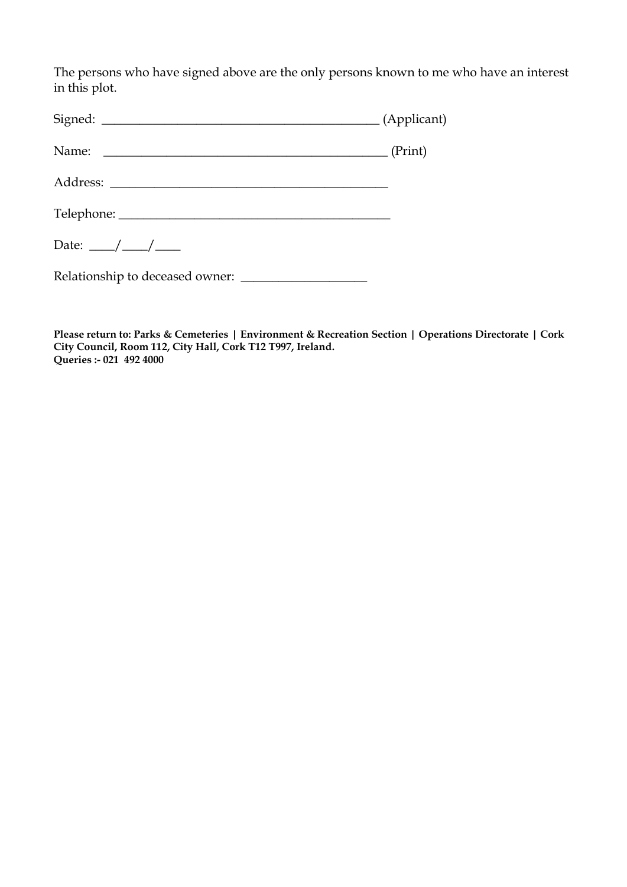The persons who have signed above are the only persons known to me who have an interest in this plot.

Signed: _____________________________________________ (Applicant)

Name: _____________________________________________ (Print)

Address: ____________________________________________

Telephone: __________________________________________

Date: ____/____/____

Relationship to deceased owner: ___________________

**Please return to: Parks & Cemeteries | Environment & Recreation Section | Operations Directorate | Cork City Council, Room 112, City Hall, Cork T12 T997, Ireland.**
**Queries :- 021 492 4000**